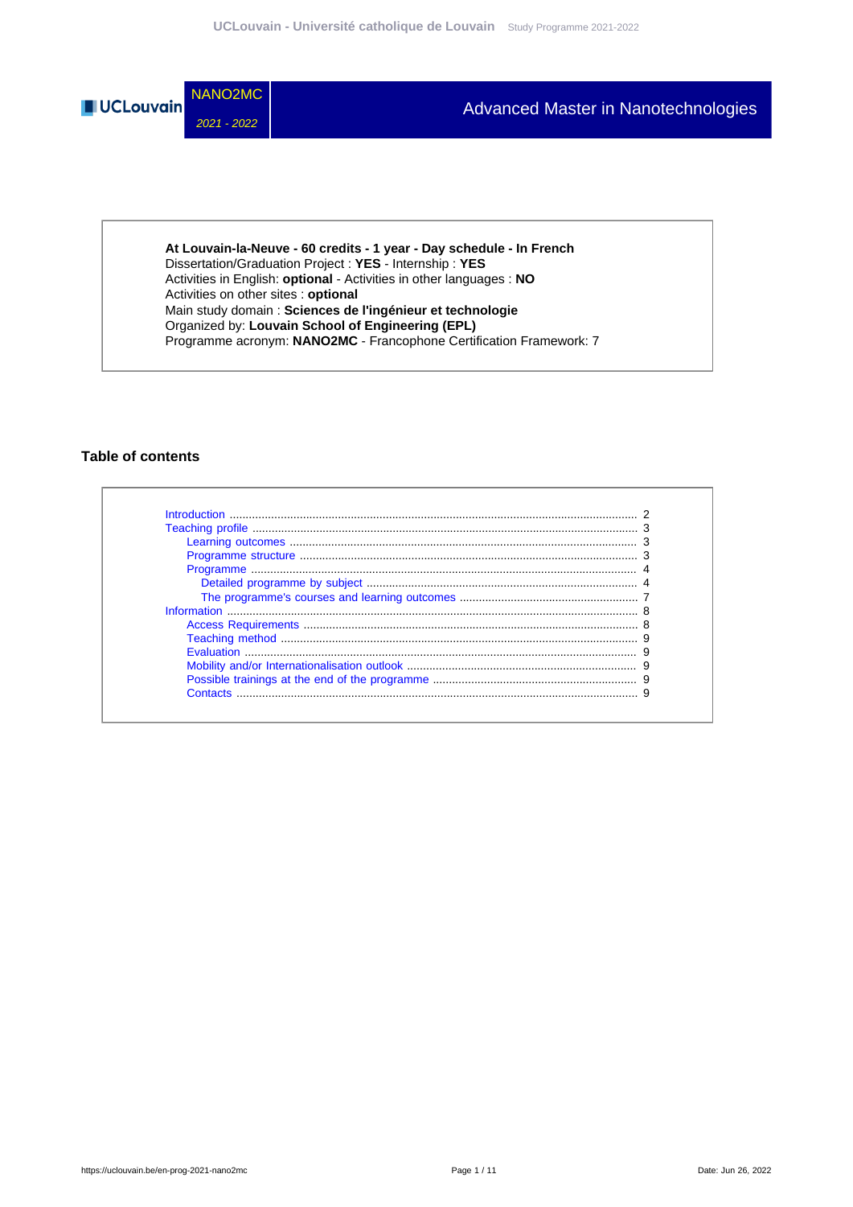NANO2MC

*2021 - 2022*

# Advanced Master in Nanotechnologies

**At Louvain-la-Neuve - 60 credits - 1 year - Day schedule - In French**
Dissertation/Graduation Project : **YES** - Internship : **YES**
Activities in English: **optional** - Activities in other languages : **NO**
Activities on other sites : **optional**
Main study domain : **Sciences de l'ingénieur et technologie**
Organized by: **Louvain School of Engineering (EPL)**
Programme acronym: **NANO2MC** - Francophone Certification Framework: 7

## Table of contents

- Introduction ........ 2
- Teaching profile ........ 3
  - Learning outcomes ........ 3
  - Programme structure ........ 3
  - Programme ........ 4
    - Detailed programme by subject ........ 4
    - The programme's courses and learning outcomes ........ 7
- Information ........ 8
  - Access Requirements ........ 8
  - Teaching method ........ 9
  - Evaluation ........ 9
  - Mobility and/or Internationalisation outlook ........ 9
  - Possible trainings at the end of the programme ........ 9
  - Contacts ........ 9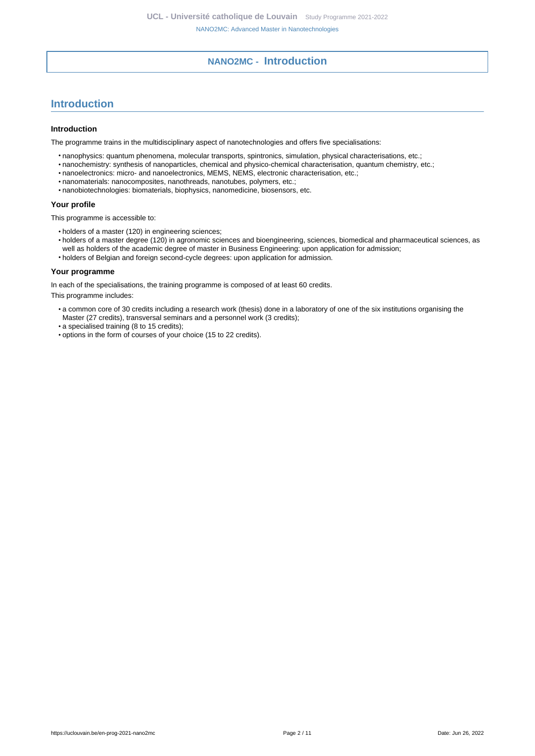# NANO2MC - Introduction

## Introduction

### Introduction

The programme trains in the multidisciplinary aspect of nanotechnologies and offers five specialisations:

- nanophysics: quantum phenomena, molecular transports, spintronics, simulation, physical characterisations, etc.;
- nanochemistry: synthesis of nanoparticles, chemical and physico-chemical characterisation, quantum chemistry, etc.;
- nanoelectronics: micro- and nanoelectronics, MEMS, NEMS, electronic characterisation, etc.;
- nanomaterials: nanocomposites, nanothreads, nanotubes, polymers, etc.;
- nanobiotechnologies: biomaterials, biophysics, nanomedicine, biosensors, etc.

### Your profile

This programme is accessible to:

- holders of a master (120) in engineering sciences;
- holders of a master degree (120) in agronomic sciences and bioengineering, sciences, biomedical and pharmaceutical sciences, as well as holders of the academic degree of master in Business Engineering: upon application for admission;
- holders of Belgian and foreign second-cycle degrees: upon application for admission.

### Your programme

In each of the specialisations, the training programme is composed of at least 60 credits.

This programme includes:

- a common core of 30 credits including a research work (thesis) done in a laboratory of one of the six institutions organising the Master (27 credits), transversal seminars and a personnel work (3 credits);
- a specialised training (8 to 15 credits);
- options in the form of courses of your choice (15 to 22 credits).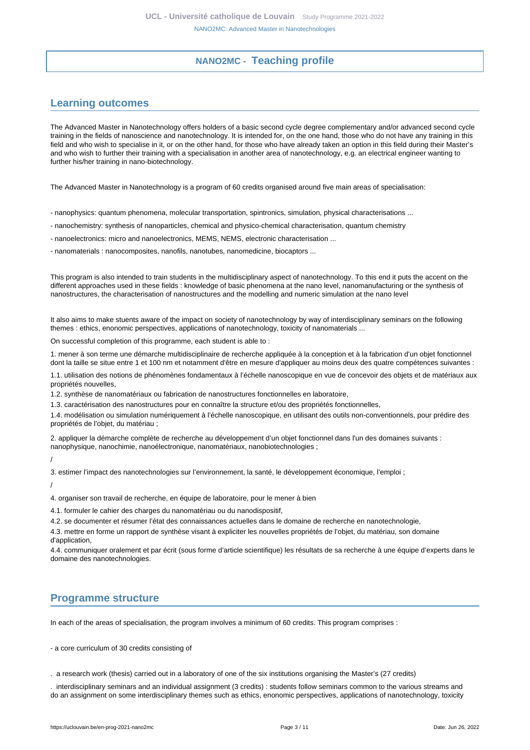## NANO2MC - Teaching profile

## Learning outcomes

The Advanced Master in Nanotechnology offers holders of a basic second cycle degree complementary and/or advanced second cycle training in the fields of nanoscience and nanotechnology. It is intended for, on the one hand, those who do not have any training in this field and who wish to specialise in it, or on the other hand, for those who have already taken an option in this field during their Master's and who wish to further their training with a specialisation in another area of nanotechnology, e.g. an electrical engineer wanting to further his/her training in nano-biotechnology.

The Advanced Master in Nanotechnology is a program of 60 credits organised around five main areas of specialisation:

- nanophysics: quantum phenomena, molecular transportation, spintronics, simulation, physical characterisations ...
- nanochemistry: synthesis of nanoparticles, chemical and physico-chemical characterisation, quantum chemistry
- nanoelectronics: micro and nanoelectronics, MEMS, NEMS, electronic characterisation ...
- nanomaterials : nanocomposites, nanofils, nanotubes, nanomedicine, biocaptors ...

This program is also intended to train students in the multidisciplinary aspect of nanotechnology. To this end it puts the accent on the different approaches used in these fields : knowledge of basic phenomena at the nano level, nanomanufacturing or the synthesis of nanostructures, the characterisation of nanostructures and the modelling and numeric simulation at the nano level

It also aims to make stuents aware of the impact on society of nanotechnology by way of interdisciplinary seminars on the following themes : ethics, enonomic perspectives, applications of nanotechnology, toxicity of nanomaterials ...

On successful completion of this programme, each student is able to :

1. mener à son terme une démarche multidisciplinaire de recherche appliquée à la conception et à la fabrication d'un objet fonctionnel dont la taille se situe entre 1 et 100 nm et notamment d'être en mesure d'appliquer au moins deux des quatre compétences suivantes :

1.1. utilisation des notions de phénomènes fondamentaux à l'échelle nanoscopique en vue de concevoir des objets et de matériaux aux propriétés nouvelles,

1.2. synthèse de nanomatériaux ou fabrication de nanostructures fonctionnelles en laboratoire,

1.3. caractérisation des nanostructures pour en connaître la structure et/ou des propriétés fonctionnelles,

1.4. modélisation ou simulation numériquement à l'échelle nanoscopique, en utilisant des outils non-conventionnels, pour prédire des propriétés de l'objet, du matériau ;

2. appliquer la démarche complète de recherche au développement d'un objet fonctionnel dans l'un des domaines suivants : nanophysique, nanochimie, nanoélectronique, nanomatériaux, nanobiotechnologies ;

/

3. estimer l'impact des nanotechnologies sur l'environnement, la santé, le développement économique, l'emploi ;

/

4. organiser son travail de recherche, en équipe de laboratoire, pour le mener à bien

4.1. formuler le cahier des charges du nanomatériau ou du nanodispositif,

4.2. se documenter et résumer l'état des connaissances actuelles dans le domaine de recherche en nanotechnologie,

4.3. mettre en forme un rapport de synthèse visant à expliciter les nouvelles propriétés de l'objet, du matériau, son domaine d'application,

4.4. communiquer oralement et par écrit (sous forme d'article scientifique) les résultats de sa recherche à une équipe d'experts dans le domaine des nanotechnologies.

## Programme structure

In each of the areas of specialisation, the program involves a minimum of 60 credits. This program comprises :

- a core curriculum of 30 credits consisting of

. a research work (thesis) carried out in a laboratory of one of the six institutions organising the Master's (27 credits)

. interdisciplinary seminars and an individual assignment (3 credits) : students follow seminars common to the various streams and do an assignment on some interdisciplinary themes such as ethics, enonomic perspectives, applications of nanotechnology, toxicity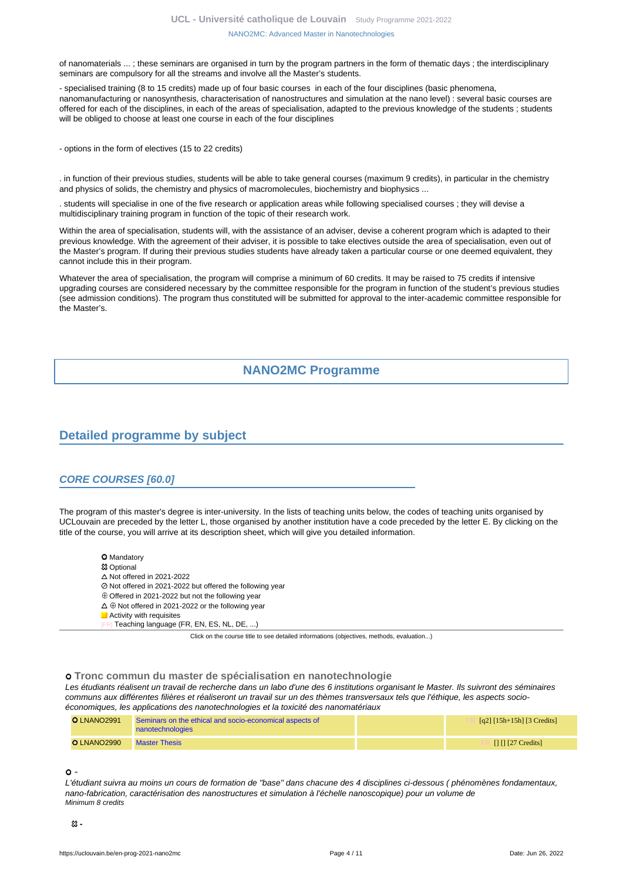of nanomaterials ... ; these seminars are organised in turn by the program partners in the form of thematic days ; the interdisciplinary seminars are compulsory for all the streams and involve all the Master's students.

- specialised training (8 to 15 credits) made up of four basic courses in each of the four disciplines (basic phenomena, nanomanufacturing or nanosynthesis, characterisation of nanostructures and simulation at the nano level) : several basic courses are offered for each of the disciplines, in each of the areas of specialisation, adapted to the previous knowledge of the students ; students will be obliged to choose at least one course in each of the four disciplines

- options in the form of electives (15 to 22 credits)

. in function of their previous studies, students will be able to take general courses (maximum 9 credits), in particular in the chemistry and physics of solids, the chemistry and physics of macromolecules, biochemistry and biophysics ...

. students will specialise in one of the five research or application areas while following specialised courses ; they will devise a multidisciplinary training program in function of the topic of their research work.

Within the area of specialisation, students will, with the assistance of an adviser, devise a coherent program which is adapted to their previous knowledge. With the agreement of their adviser, it is possible to take electives outside the area of specialisation, even out of the Master's program. If during their previous studies students have already taken a particular course or one deemed equivalent, they cannot include this in their program.

Whatever the area of specialisation, the program will comprise a minimum of 60 credits. It may be raised to 75 credits if intensive upgrading courses are considered necessary by the committee responsible for the program in function of the student's previous studies (see admission conditions). The program thus constituted will be submitted for approval to the inter-academic committee responsible for the Master's.

# NANO2MC Programme

## Detailed programme by subject

### CORE COURSES [60.0]

The program of this master's degree is inter-university. In the lists of teaching units below, the codes of teaching units organised by UCLouvain are preceded by the letter L, those organised by another institution have a code preceded by the letter E. By clicking on the title of the course, you will arrive at its description sheet, which will give you detailed information.

- ○ Mandatory
- ☒ Optional
- △ Not offered in 2021-2022
- ⊘ Not offered in 2021-2022 but offered the following year
- ⊕ Offered in 2021-2022 but not the following year
- △ ⊕ Not offered in 2021-2022 or the following year
- ■ Activity with requisites
- [FR] Teaching language (FR, EN, ES, NL, DE, ...)

Click on the course title to see detailed informations (objectives, methods, evaluation...)

#### ○ Tronc commun du master de spécialisation en nanotechnologie

*Les étudiants réalisent un travail de recherche dans un labo d'une des 6 institutions organisant le Master. Ils suivront des séminaires communs aux différentes filières et réaliseront un travail sur un des thèmes transversaux tels que l'éthique, les aspects socio-économiques, les applications des nanotechnologies et la toxicité des nanomatériaux*

| | | | |
|---|---|---|---|
| ○ LNANO2991 | Seminars on the ethical and socio-economical aspects of nanotechnologies | | [FR] [q2] [15h+15h] [3 Credits] |
| ○ LNANO2990 | Master Thesis | | [FR] [] [] [27 Credits] |

#### ○ -

*L'étudiant suivra au moins un cours de formation de "base" dans chacune des 4 disciplines ci-dessous ( phénomènes fondamentaux, nano-fabrication, caractérisation des nanostructures et simulation à l'échelle nanoscopique) pour un volume de*
*Minimum 8 credits*

☒ -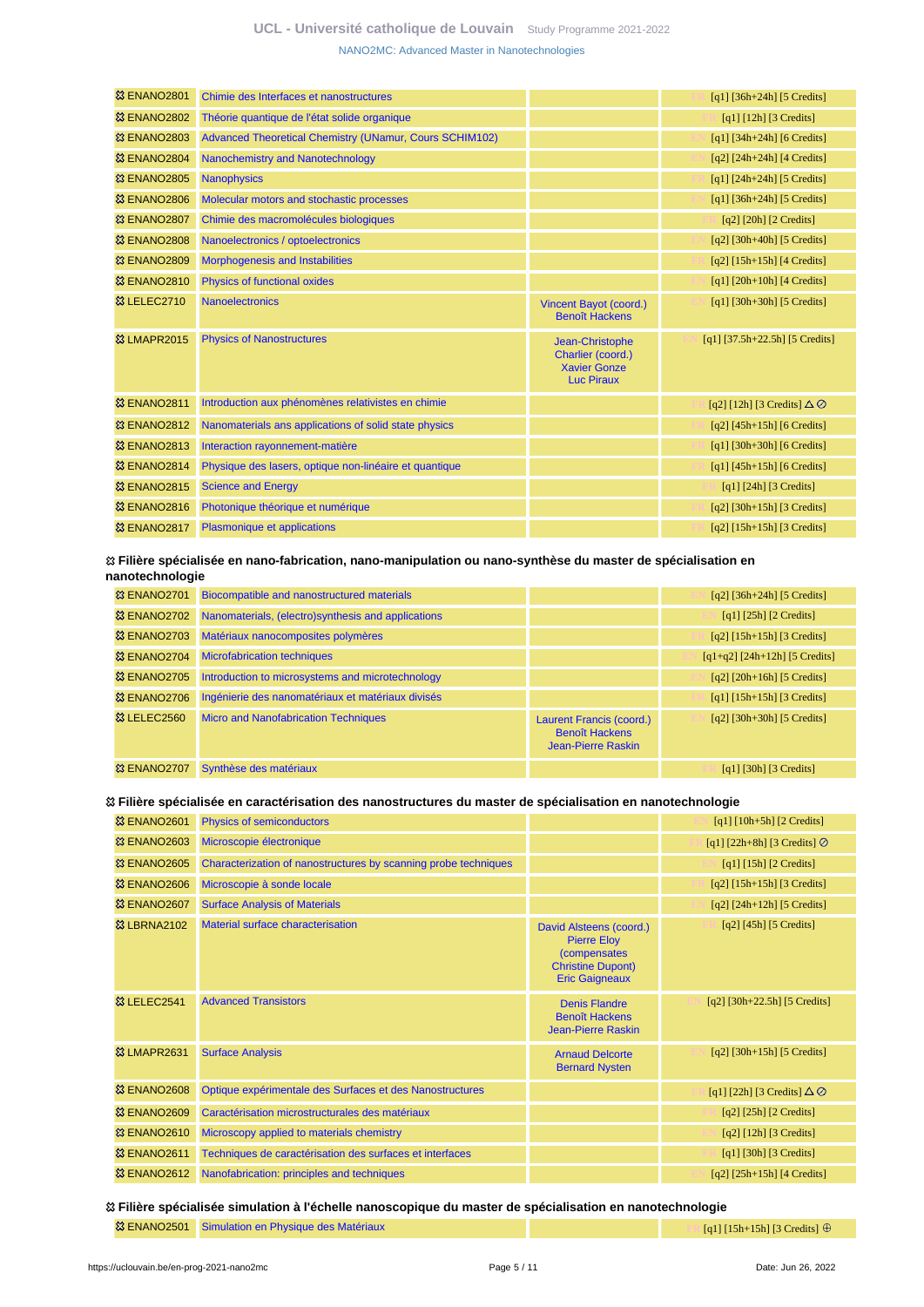| | | | |
|---|---|---|---|
| ENANO2801 | Chimie des Interfaces et nanostructures | | FR [q1] [36h+24h] [5 Credits] |
| ENANO2802 | Théorie quantique de l'état solide organique | | FR [q1] [12h] [3 Credits] |
| ENANO2803 | Advanced Theoretical Chemistry (UNamur, Cours SCHIM102) | | EN [q1] [34h+24h] [6 Credits] |
| ENANO2804 | Nanochemistry and Nanotechnology | | EN [q2] [24h+24h] [4 Credits] |
| ENANO2805 | Nanophysics | | EN [q1] [24h+24h] [5 Credits] |
| ENANO2806 | Molecular motors and stochastic processes | | EN [q1] [36h+24h] [5 Credits] |
| ENANO2807 | Chimie des macromolécules biologiques | | FR [q2] [20h] [2 Credits] |
| ENANO2808 | Nanoelectronics / optoelectronics | | EN [q2] [30h+40h] [5 Credits] |
| ENANO2809 | Morphogenesis and Instabilities | | EN [q2] [15h+15h] [4 Credits] |
| ENANO2810 | Physics of functional oxides | | EN [q1] [20h+10h] [4 Credits] |
| LELEC2710 | Nanoelectronics | Vincent Bayot (coord.) Benoît Hackens | EN [q1] [30h+30h] [5 Credits] |
| LMAPR2015 | Physics of Nanostructures | Jean-Christophe Charlier (coord.) Xavier Gonze Luc Piraux | EN [q1] [37.5h+22.5h] [5 Credits] |
| ENANO2811 | Introduction aux phénomènes relativistes en chimie | | FR [q2] [12h] [3 Credits] △ ⊘ |
| ENANO2812 | Nanomaterials ans applications of solid state physics | | FR [q2] [45h+15h] [6 Credits] |
| ENANO2813 | Interaction rayonnement-matière | | FR [q1] [30h+30h] [6 Credits] |
| ENANO2814 | Physique des lasers, optique non-linéaire et quantique | | FR [q1] [45h+15h] [6 Credits] |
| ENANO2815 | Science and Energy | | FR [q1] [24h] [3 Credits] |
| ENANO2816 | Photonique théorique et numérique | | FR [q2] [30h+15h] [3 Credits] |
| ENANO2817 | Plasmonique et applications | | FR [q2] [15h+15h] [3 Credits] |

**Filière spécialisée en nano-fabrication, nano-manipulation ou nano-synthèse du master de spécialisation en nanotechnologie**

| | | | |
|---|---|---|---|
| ENANO2701 | Biocompatible and nanostructured materials | | EN [q2] [36h+24h] [5 Credits] |
| ENANO2702 | Nanomaterials, (electro)synthesis and applications | | EN [q1] [25h] [2 Credits] |
| ENANO2703 | Matériaux nanocomposites polymères | | FR [q2] [15h+15h] [3 Credits] |
| ENANO2704 | Microfabrication techniques | | EN [q1+q2] [24h+12h] [5 Credits] |
| ENANO2705 | Introduction to microsystems and microtechnology | | EN [q2] [20h+16h] [5 Credits] |
| ENANO2706 | Ingénierie des nanomatériaux et matériaux divisés | | FR [q1] [15h+15h] [3 Credits] |
| LELEC2560 | Micro and Nanofabrication Techniques | Laurent Francis (coord.) Benoît Hackens Jean-Pierre Raskin | EN [q2] [30h+30h] [5 Credits] |
| ENANO2707 | Synthèse des matériaux | | FR [q1] [30h] [3 Credits] |

**Filière spécialisée en caractérisation des nanostructures du master de spécialisation en nanotechnologie**

| | | | |
|---|---|---|---|
| ENANO2601 | Physics of semiconductors | | EN [q1] [10h+5h] [2 Credits] |
| ENANO2603 | Microscopie électronique | | FR [q1] [22h+8h] [3 Credits] ⊘ |
| ENANO2605 | Characterization of nanostructures by scanning probe techniques | | EN [q1] [15h] [2 Credits] |
| ENANO2606 | Microscopie à sonde locale | | FR [q2] [15h+15h] [3 Credits] |
| ENANO2607 | Surface Analysis of Materials | | EN [q2] [24h+12h] [5 Credits] |
| LBRNA2102 | Material surface characterisation | David Alsteens (coord.) Pierre Eloy (compensates Christine Dupont) Eric Gaigneaux | FR [q2] [45h] [5 Credits] |
| LELEC2541 | Advanced Transistors | Denis Flandre Benoît Hackens Jean-Pierre Raskin | EN [q2] [30h+22.5h] [5 Credits] |
| LMAPR2631 | Surface Analysis | Arnaud Delcorte Bernard Nysten | EN [q2] [30h+15h] [5 Credits] |
| ENANO2608 | Optique expérimentale des Surfaces et des Nanostructures | | FR [q1] [22h] [3 Credits] △ ⊘ |
| ENANO2609 | Caractérisation microstructurales des matériaux | | FR [q2] [25h] [2 Credits] |
| ENANO2610 | Microscopy applied to materials chemistry | | EN [q2] [12h] [3 Credits] |
| ENANO2611 | Techniques de caractérisation des surfaces et interfaces | | FR [q1] [30h] [3 Credits] |
| ENANO2612 | Nanofabrication: principles and techniques | | EN [q2] [25h+15h] [4 Credits] |

**Filière spécialisée simulation à l'échelle nanoscopique du master de spécialisation en nanotechnologie**

| | | | |
|---|---|---|---|
| ENANO2501 | Simulation en Physique des Matériaux | | FR [q1] [15h+15h] [3 Credits] ⊕ |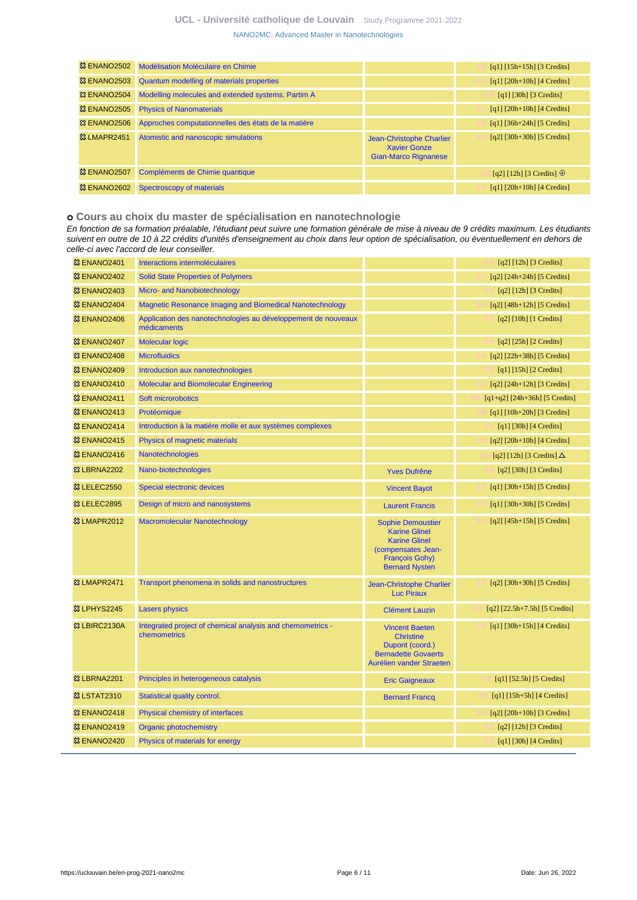| | | | |
|---|---|---|---|
| ENANO2502 | Modélisation Moléculaire en Chimie | | FR [q1] [15h+15h] [3 Credits] |
| ENANO2503 | Quantum modelling of materials properties | | EN [q1] [20h+10h] [4 Credits] |
| ENANO2504 | Modelling molecules and extended systems. Partim A | | EN [q1] [30h] [3 Credits] |
| ENANO2505 | Physics of Nanomaterials | | EN [q1] [20h+10h] [4 Credits] |
| ENANO2506 | Approches computationnelles des états de la matière | | FR [q1] [36h+24h] [5 Credits] |
| LMAPR2451 | Atomistic and nanoscopic simulations | Jean-Christophe Charlier<br>Xavier Gonze<br>Gian-Marco Rignanese | EN [q2] [30h+30h] [5 Credits] |
| ENANO2507 | Compléments de Chimie quantique | | FR [q2] [12h] [3 Credits] ⊕ |
| ENANO2602 | Spectroscopy of materials | | EN [q1] [20h+10h] [4 Credits] |

### Cours au choix du master de spécialisation en nanotechnologie

*En fonction de sa formation préalable, l'étudiant peut suivre une formation générale de mise à niveau de 9 crédits maximum. Les étudiants suivent en outre de 10 à 22 crédits d'unités d'enseignement au choix dans leur option de spécialisation, ou éventuellement en dehors de celle-ci avec l'accord de leur conseiller.*

| | | | |
|---|---|---|---|
| ENANO2401 | Interactions intermoléculaires | | EN [q2] [12h] [3 Credits] |
| ENANO2402 | Solid State Properties of Polymers | | EN [q2] [24h+24h] [5 Credits] |
| ENANO2403 | Micro- and Nanobiotechnology | | EN [q2] [12h] [3 Credits] |
| ENANO2404 | Magnetic Resonance Imaging and Biomedical Nanotechnology | | EN [q2] [48h+12h] [5 Credits] |
| ENANO2406 | Application des nanotechnologies au développement de nouveaux médicaments | | FR [q2] [10h] [1 Credits] |
| ENANO2407 | Molecular logic | | EN [q2] [25h] [2 Credits] |
| ENANO2408 | Microfluidics | | EN [q2] [22h+38h] [5 Credits] |
| ENANO2409 | Introduction aux nanotechnologies | | FR [q1] [15h] [2 Credits] |
| ENANO2410 | Molecular and Biomolecular Engineering | | EN [q2] [24h+12h] [3 Credits] |
| ENANO2411 | Soft microrobotics | | EN [q1+q2] [24h+36h] [5 Credits] |
| ENANO2413 | Protéomique | | FR [q1] [10h+20h] [3 Credits] |
| ENANO2414 | Introduction à la matière molle et aux systèmes complexes | | FR [q1] [30h] [4 Credits] |
| ENANO2415 | Physics of magnetic materials | | EN [q2] [20h+10h] [4 Credits] |
| ENANO2416 | Nanotechnologies | | EN [q2] [12h] [3 Credits] △ |
| LBRNA2202 | Nano-biotechnologies | Yves Dufrêne | FR [q2] [30h] [3 Credits] |
| LELEC2550 | Special electronic devices | Vincent Bayot | EN [q1] [30h+15h] [5 Credits] |
| LELEC2895 | Design of micro and nanosystems | Laurent Francis | EN [q1] [30h+30h] [5 Credits] |
| LMAPR2012 | Macromolecular Nanotechnology | Sophie Demoustier<br>Karine Glinel<br>Karine Glinel (compensates Jean-François Gohy)<br>Bernard Nysten | EN [q2] [45h+15h] [5 Credits] |
| LMAPR2471 | Transport phenomena in solids and nanostructures | Jean-Christophe Charlier<br>Luc Piraux | EN [q2] [30h+30h] [5 Credits] |
| LPHYS2245 | Lasers physics | Clément Lauzin | EN [q2] [22.5h+7.5h] [5 Credits] |
| LBIRC2130A | Integrated project of chemical analysis and chemometrics - chemometrics | Vincent Baeten<br>Christine Dupont (coord.)<br>Bernadette Govaerts<br>Aurélien vander Straeten | FR [q1] [30h+15h] [4 Credits] |
| LBRNA2201 | Principles in heterogeneous catalysis | Eric Gaigneaux | FR [q1] [52.5h] [5 Credits] |
| LSTAT2310 | Statistical quality control. | Bernard Francq | FR [q1] [15h+5h] [4 Credits] |
| ENANO2418 | Physical chemistry of interfaces | | EN [q2] [20h+10h] [3 Credits] |
| ENANO2419 | Organic photochemistry | | FR [q2] [12h] [3 Credits] |
| ENANO2420 | Physics of materials for energy | | EN [q1] [30h] [4 Credits] |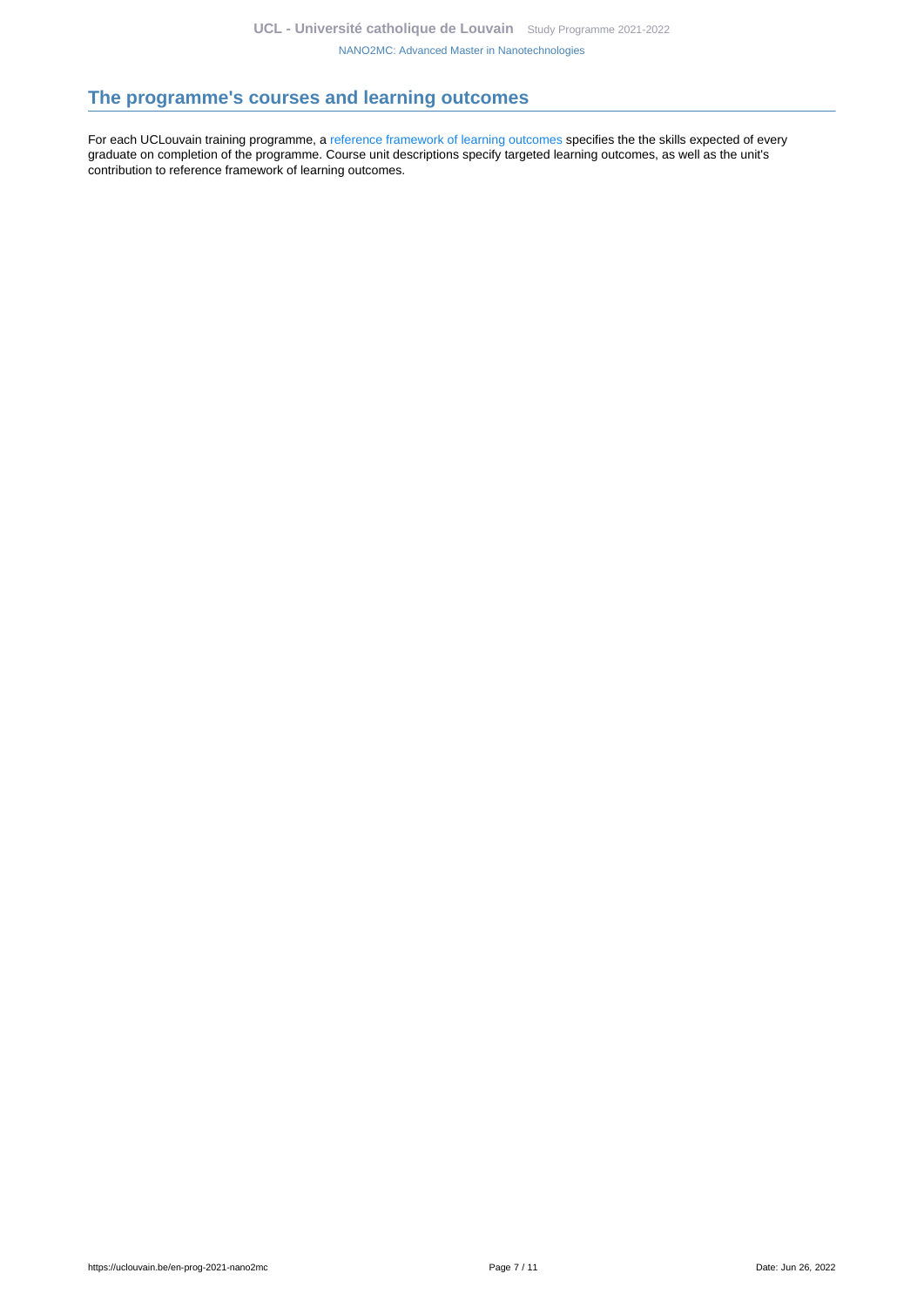## The programme's courses and learning outcomes

For each UCLouvain training programme, a reference framework of learning outcomes specifies the the skills expected of every graduate on completion of the programme. Course unit descriptions specify targeted learning outcomes, as well as the unit's contribution to reference framework of learning outcomes.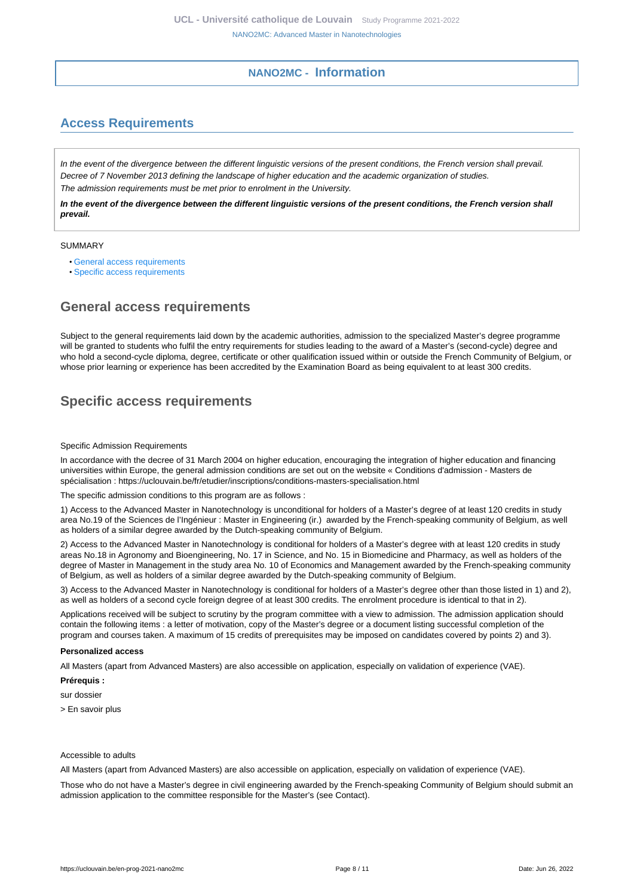## NANO2MC - Information

## Access Requirements

*In the event of the divergence between the different linguistic versions of the present conditions, the French version shall prevail.*
*Decree of 7 November 2013 defining the landscape of higher education and the academic organization of studies.*
*The admission requirements must be met prior to enrolment in the University.*

***In the event of the divergence between the different linguistic versions of the present conditions, the French version shall prevail.***

SUMMARY

- General access requirements
- Specific access requirements

## General access requirements

Subject to the general requirements laid down by the academic authorities, admission to the specialized Master's degree programme will be granted to students who fulfil the entry requirements for studies leading to the award of a Master's (second-cycle) degree and who hold a second-cycle diploma, degree, certificate or other qualification issued within or outside the French Community of Belgium, or whose prior learning or experience has been accredited by the Examination Board as being equivalent to at least 300 credits.

## Specific access requirements

Specific Admission Requirements

In accordance with the decree of 31 March 2004 on higher education, encouraging the integration of higher education and financing universities within Europe, the general admission conditions are set out on the website « Conditions d'admission - Masters de spécialisation : https://uclouvain.be/fr/etudier/inscriptions/conditions-masters-specialisation.html

The specific admission conditions to this program are as follows :

1) Access to the Advanced Master in Nanotechnology is unconditional for holders of a Master's degree of at least 120 credits in study area No.19 of the Sciences de l'Ingénieur : Master in Engineering (ir.) awarded by the French-speaking community of Belgium, as well as holders of a similar degree awarded by the Dutch-speaking community of Belgium.

2) Access to the Advanced Master in Nanotechnology is conditional for holders of a Master's degree with at least 120 credits in study areas No.18 in Agronomy and Bioengineering, No. 17 in Science, and No. 15 in Biomedicine and Pharmacy, as well as holders of the degree of Master in Management in the study area No. 10 of Economics and Management awarded by the French-speaking community of Belgium, as well as holders of a similar degree awarded by the Dutch-speaking community of Belgium.

3) Access to the Advanced Master in Nanotechnology is conditional for holders of a Master's degree other than those listed in 1) and 2), as well as holders of a second cycle foreign degree of at least 300 credits. The enrolment procedure is identical to that in 2).

Applications received will be subject to scrutiny by the program committee with a view to admission. The admission application should contain the following items : a letter of motivation, copy of the Master's degree or a document listing successful completion of the program and courses taken. A maximum of 15 credits of prerequisites may be imposed on candidates covered by points 2) and 3).

**Personalized access**

All Masters (apart from Advanced Masters) are also accessible on application, especially on validation of experience (VAE).

**Prérequis :**

sur dossier

> En savoir plus

Accessible to adults

All Masters (apart from Advanced Masters) are also accessible on application, especially on validation of experience (VAE).

Those who do not have a Master's degree in civil engineering awarded by the French-speaking Community of Belgium should submit an admission application to the committee responsible for the Master's (see Contact).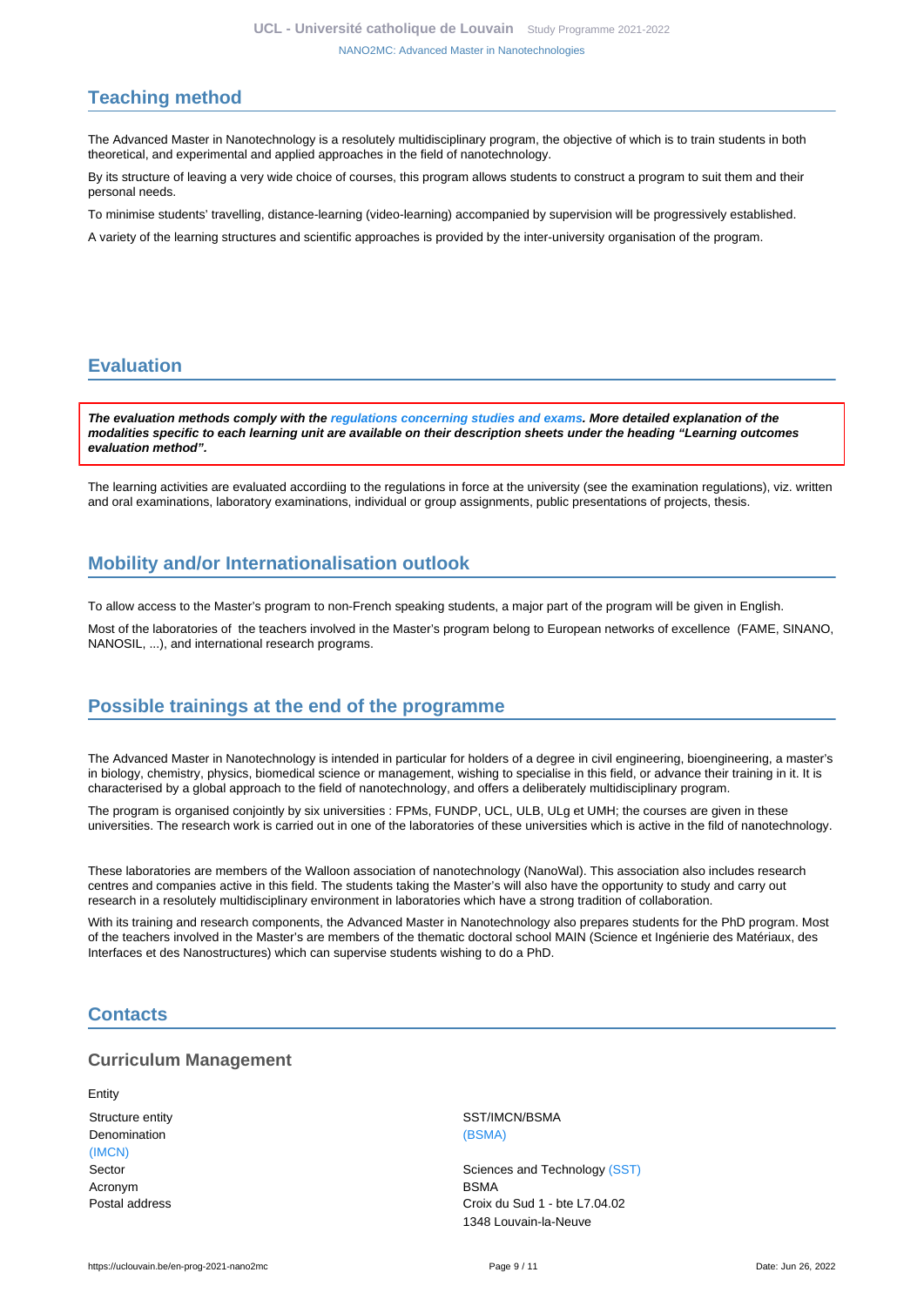## Teaching method

The Advanced Master in Nanotechnology is a resolutely multidisciplinary program, the objective of which is to train students in both theoretical, and experimental and applied approaches in the field of nanotechnology.

By its structure of leaving a very wide choice of courses, this program allows students to construct a program to suit them and their personal needs.

To minimise students' travelling, distance-learning (video-learning) accompanied by supervision will be progressively established.

A variety of the learning structures and scientific approaches is provided by the inter-university organisation of the program.

## Evaluation

***The evaluation methods comply with the regulations concerning studies and exams. More detailed explanation of the modalities specific to each learning unit are available on their description sheets under the heading "Learning outcomes evaluation method".***

The learning activities are evaluated accordiing to the regulations in force at the university (see the examination regulations), viz. written and oral examinations, laboratory examinations, individual or group assignments, public presentations of projects, thesis.

## Mobility and/or Internationalisation outlook

To allow access to the Master's program to non-French speaking students, a major part of the program will be given in English.

Most of the laboratories of the teachers involved in the Master's program belong to European networks of excellence (FAME, SINANO, NANOSIL, ...), and international research programs.

## Possible trainings at the end of the programme

The Advanced Master in Nanotechnology is intended in particular for holders of a degree in civil engineering, bioengineering, a master's in biology, chemistry, physics, biomedical science or management, wishing to specialise in this field, or advance their training in it. It is characterised by a global approach to the field of nanotechnology, and offers a deliberately multidisciplinary program.

The program is organised conjointly by six universities : FPMs, FUNDP, UCL, ULB, ULg et UMH; the courses are given in these universities. The research work is carried out in one of the laboratories of these universities which is active in the fild of nanotechnology.

These laboratories are members of the Walloon association of nanotechnology (NanoWal). This association also includes research centres and companies active in this field. The students taking the Master's will also have the opportunity to study and carry out research in a resolutely multidisciplinary environment in laboratories which have a strong tradition of collaboration.

With its training and research components, the Advanced Master in Nanotechnology also prepares students for the PhD program. Most of the teachers involved in the Master's are members of the thematic doctoral school MAIN (Science et Ingénierie des Matériaux, des Interfaces et des Nanostructures) which can supervise students wishing to do a PhD.

## Contacts

### Curriculum Management

Entity

| | |
|---|---|
| Structure entity | SST/IMCN/BSMA |
| Denomination (IMCN) | (BSMA) |
| Sector | Sciences and Technology (SST) |
| Acronym | BSMA |
| Postal address | Croix du Sud 1 - bte L7.04.02<br>1348 Louvain-la-Neuve |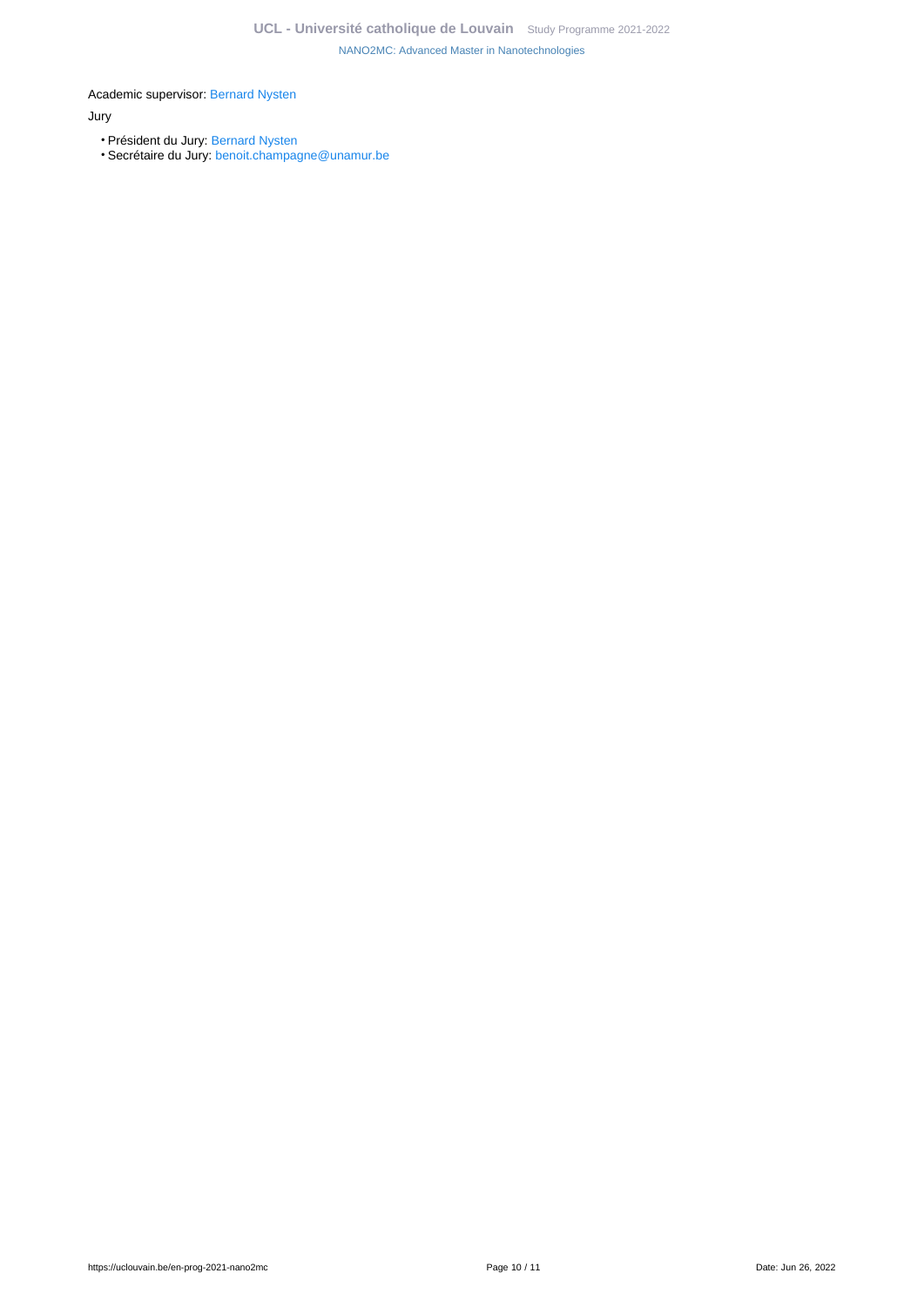Academic supervisor: Bernard Nysten

Jury

- Président du Jury: Bernard Nysten
- Secrétaire du Jury: benoit.champagne@unamur.be